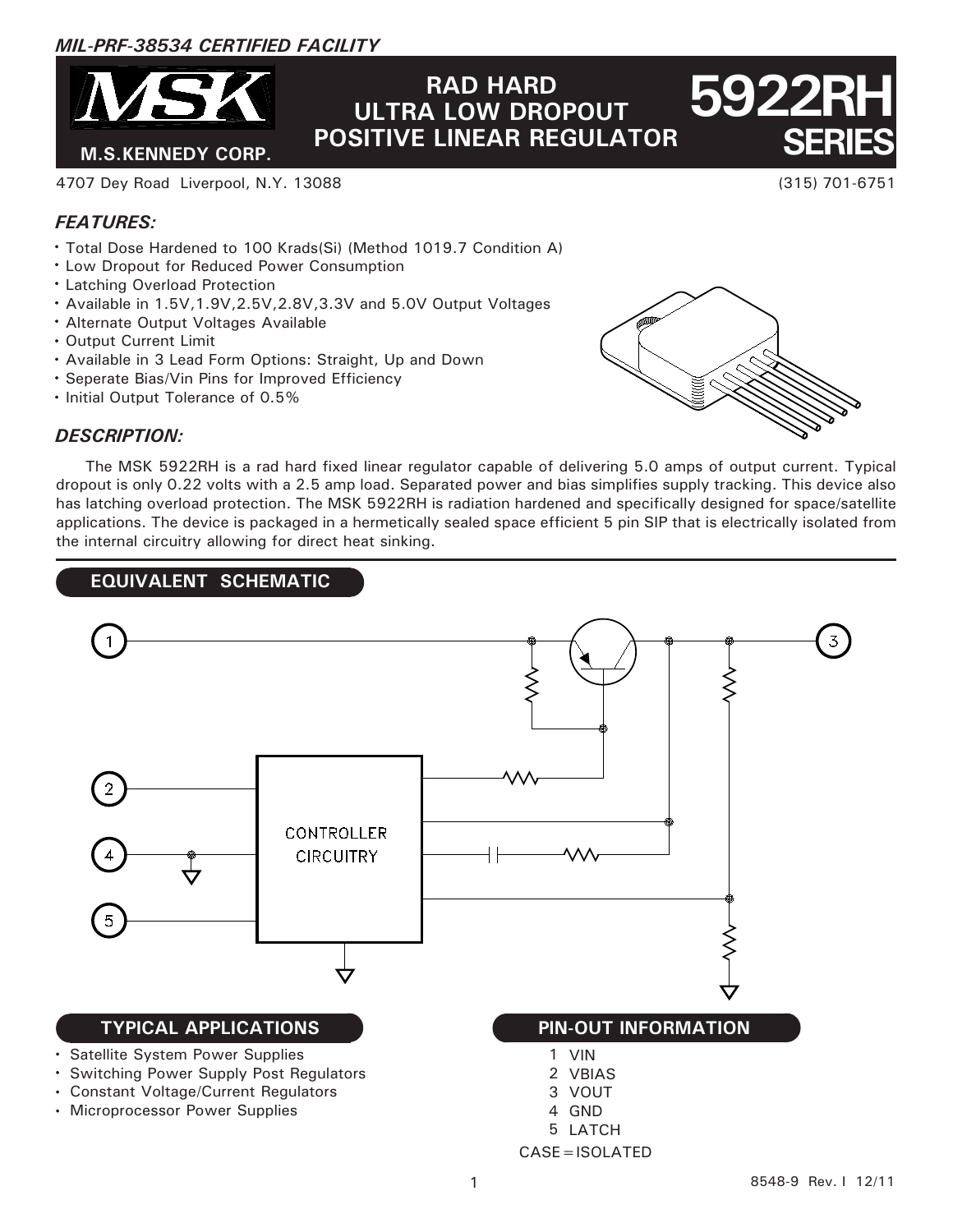*MIL-PRF-38534 CERTIFIED FACILITY*

M.S.KENNEDY CORP.

# RAD HARD ULTRA LOW DROPOUT POSITIVE LINEAR REGULATOR

# 5922RH SERIES

4707 Dey Road Liverpool, N.Y. 13088 (315) 701-6751

## *FEATURES:*

- Total Dose Hardened to 100 Krads(Si) (Method 1019.7 Condition A)
- Low Dropout for Reduced Power Consumption
- Latching Overload Protection
- Available in 1.5V,1.9V,2.5V,2.8V,3.3V and 5.0V Output Voltages
- Alternate Output Voltages Available
- Output Current Limit
- Available in 3 Lead Form Options: Straight, Up and Down
- Seperate Bias/Vin Pins for Improved Efficiency
- Initial Output Tolerance of 0.5%

## *DESCRIPTION:*

The MSK 5922RH is a rad hard fixed linear regulator capable of delivering 5.0 amps of output current. Typical dropout is only 0.22 volts with a 2.5 amp load. Separated power and bias simplifies supply tracking. This device also has latching overload protection. The MSK 5922RH is radiation hardened and specifically designed for space/satellite applications. The device is packaged in a hermetically sealed space efficient 5 pin SIP that is electrically isolated from the internal circuitry allowing for direct heat sinking.

## EQUIVALENT SCHEMATIC

CONTROLLER CIRCUITRY

## TYPICAL APPLICATIONS

- Satellite System Power Supplies
- Switching Power Supply Post Regulators
- Constant Voltage/Current Regulators
- Microprocessor Power Supplies

## PIN-OUT INFORMATION

1 VIN
2 VBIAS
3 VOUT
4 GND
5 LATCH

CASE=ISOLATED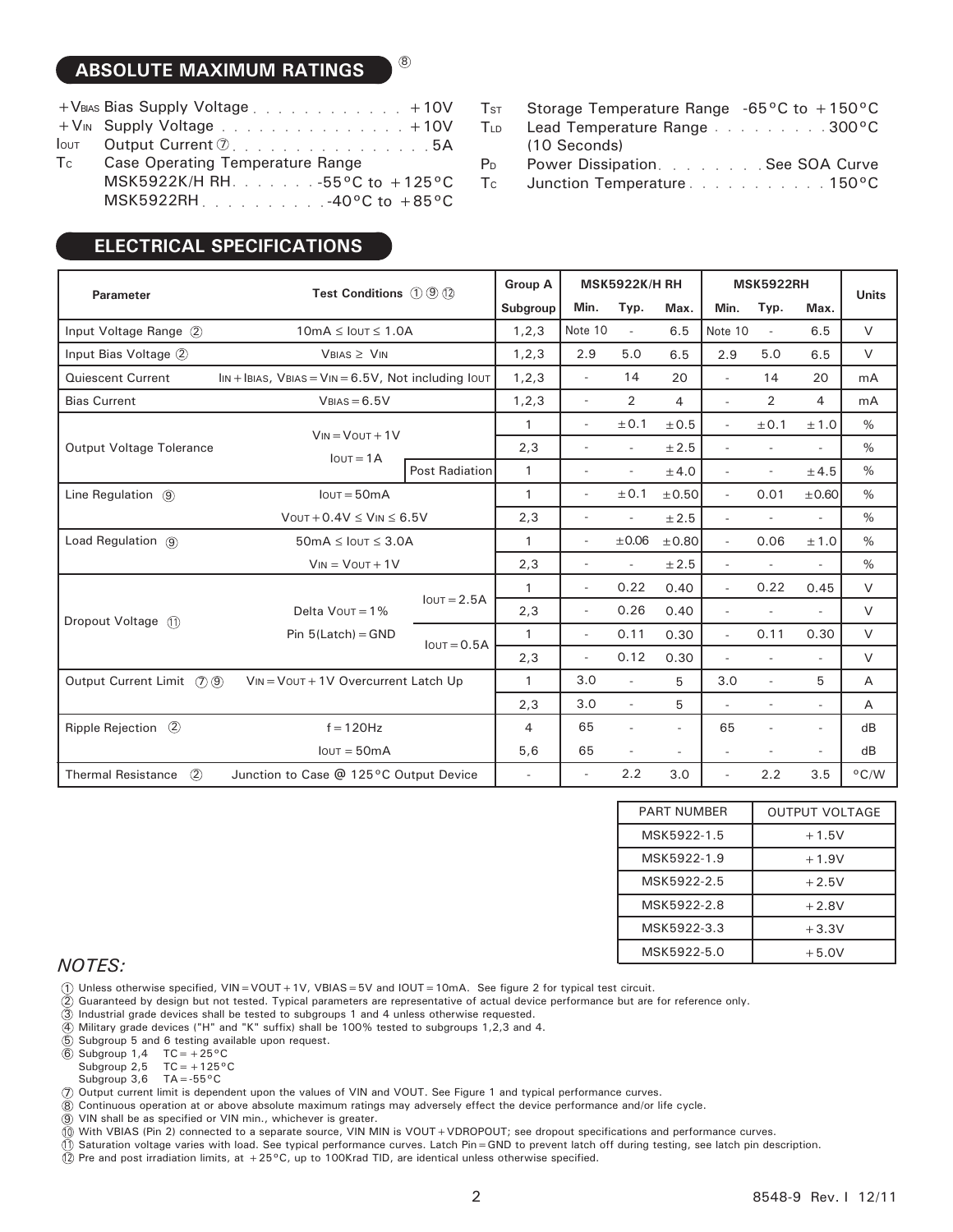## ABSOLUTE MAXIMUM RATINGS ⑧

| | | |
|---|---|---|
| $+V_{BIAS}$ | Bias Supply Voltage | +10V |
| $+V_{IN}$ | Supply Voltage | +10V |
| $I_{OUT}$ | Output Current ⑦ | 5A |
| $T_C$ | Case Operating Temperature Range | |
| | MSK5922K/H RH | -55°C to +125°C |
| | MSK5922RH | -40°C to +85°C |
| $T_{ST}$ | Storage Temperature Range | -65°C to +150°C |
| $T_{LD}$ | Lead Temperature Range (10 Seconds) | 300°C |
| $P_D$ | Power Dissipation | See SOA Curve |
| $T_C$ | Junction Temperature | 150°C |

## ELECTRICAL SPECIFICATIONS

| Parameter | Test Conditions ① ⑨ ⑫ | | Group A Subgroup | MSK5922K/H RH Min. | MSK5922K/H RH Typ. | MSK5922K/H RH Max. | MSK5922RH Min. | MSK5922RH Typ. | MSK5922RH Max. | Units |
|---|---|---|---|---|---|---|---|---|---|---|
| Input Voltage Range ② | $10mA \leq I_{OUT} \leq 1.0A$ | | 1,2,3 | Note 10 | - | 6.5 | Note 10 | - | 6.5 | V |
| Input Bias Voltage ② | $V_{BIAS} \geq V_{IN}$ | | 1,2,3 | 2.9 | 5.0 | 6.5 | 2.9 | 5.0 | 6.5 | V |
| Quiescent Current | $I_{IN}+I_{BIAS}$, $V_{BIAS}=V_{IN}=6.5V$, Not including $I_{OUT}$ | | 1,2,3 | - | 14 | 20 | - | 14 | 20 | mA |
| Bias Current | $V_{BIAS}=6.5V$ | | 1,2,3 | - | 2 | 4 | - | 2 | 4 | mA |
| Output Voltage Tolerance | $V_{IN}=V_{OUT}+1V$, $I_{OUT}=1A$ | | 1 | - | ±0.1 | ±0.5 | - | ±0.1 | ±1.0 | % |
| | | | 2,3 | - | - | ±2.5 | - | - | - | % |
| | | Post Radiation | 1 | - | - | ±4.0 | - | - | ±4.5 | % |
| Line Regulation ⑨ | $I_{OUT}=50mA$ | | 1 | - | ±0.1 | ±0.50 | - | 0.01 | ±0.60 | % |
| | $V_{OUT}+0.4V \leq V_{IN} \leq 6.5V$ | | 2,3 | - | - | ±2.5 | - | - | - | % |
| Load Regulation ⑨ | $50mA \leq I_{OUT} \leq 3.0A$ | | 1 | - | ±0.06 | ±0.80 | - | 0.06 | ±1.0 | % |
| | $V_{IN}=V_{OUT}+1V$ | | 2,3 | - | - | ±2.5 | - | - | - | % |
| Dropout Voltage ⑪ | Delta $V_{OUT}$=1%, Pin 5(Latch)=GND | $I_{OUT}=2.5A$ | 1 | - | 0.22 | 0.40 | - | 0.22 | 0.45 | V |
| | | | 2,3 | - | 0.26 | 0.40 | - | - | - | V |
| | | $I_{OUT}=0.5A$ | 1 | - | 0.11 | 0.30 | - | 0.11 | 0.30 | V |
| | | | 2,3 | - | 0.12 | 0.30 | - | - | - | V |
| Output Current Limit ⑦ ⑨ | $V_{IN}=V_{OUT}+1V$ Overcurrent Latch Up | | 1 | 3.0 | - | 5 | 3.0 | - | 5 | A |
| | | | 2,3 | 3.0 | - | 5 | - | - | - | A |
| Ripple Rejection ② | f=120Hz | | 4 | 65 | - | - | 65 | - | - | dB |
| | $I_{OUT}=50mA$ | | 5,6 | 65 | - | - | - | - | - | dB |
| Thermal Resistance ② | Junction to Case @ 125°C Output Device | | - | - | 2.2 | 3.0 | - | 2.2 | 3.5 | °C/W |

| PART NUMBER | OUTPUT VOLTAGE |
|---|---|
| MSK5922-1.5 | +1.5V |
| MSK5922-1.9 | +1.9V |
| MSK5922-2.5 | +2.5V |
| MSK5922-2.8 | +2.8V |
| MSK5922-3.3 | +3.3V |
| MSK5922-5.0 | +5.0V |

*NOTES:*

① Unless otherwise specified, VIN=VOUT+1V, VBIAS=5V and IOUT=10mA. See figure 2 for typical test circuit.
② Guaranteed by design but not tested. Typical parameters are representative of actual device performance but are for reference only.
③ Industrial grade devices shall be tested to subgroups 1 and 4 unless otherwise requested.
④ Military grade devices ("H" and "K" suffix) shall be 100% tested to subgroups 1,2,3 and 4.
⑤ Subgroup 5 and 6 testing available upon request.
⑥ Subgroup 1,4 TC=+25°C
Subgroup 2,5 TC=+125°C
Subgroup 3,6 TA=-55°C
⑦ Output current limit is dependent upon the values of VIN and VOUT. See Figure 1 and typical performance curves.
⑧ Continuous operation at or above absolute maximum ratings may adversely effect the device performance and/or life cycle.
⑨ VIN shall be as specified or VIN min., whichever is greater.
⑩ With VBIAS (Pin 2) connected to a separate source, VIN MIN is VOUT+VDROPOUT; see dropout specifications and performance curves.
⑪ Saturation voltage varies with load. See typical performance curves. Latch Pin=GND to prevent latch off during testing, see latch pin description.
⑫ Pre and post irradiation limits, at +25°C, up to 100Krad TID, are identical unless otherwise specified.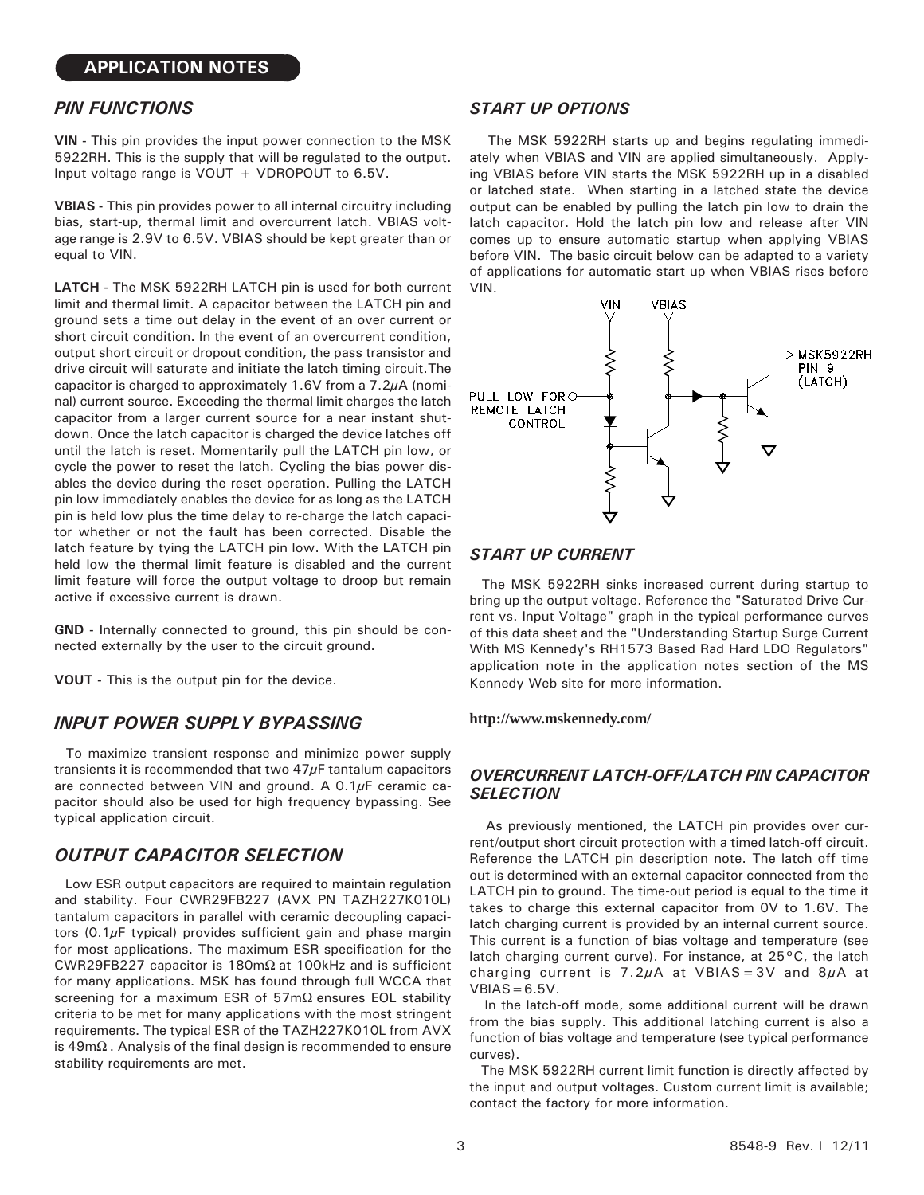## APPLICATION NOTES

### PIN FUNCTIONS

**VIN** - This pin provides the input power connection to the MSK 5922RH. This is the supply that will be regulated to the output. Input voltage range is VOUT + VDROPOUT to 6.5V.

**VBIAS** - This pin provides power to all internal circuitry including bias, start-up, thermal limit and overcurrent latch. VBIAS voltage range is 2.9V to 6.5V. VBIAS should be kept greater than or equal to VIN.

**LATCH** - The MSK 5922RH LATCH pin is used for both current limit and thermal limit. A capacitor between the LATCH pin and ground sets a time out delay in the event of an over current or short circuit condition. In the event of an overcurrent condition, output short circuit or dropout condition, the pass transistor and drive circuit will saturate and initiate the latch timing circuit. The capacitor is charged to approximately 1.6V from a 7.2μA (nominal) current source. Exceeding the thermal limit charges the latch capacitor from a larger current source for a near instant shutdown. Once the latch capacitor is charged the device latches off until the latch is reset. Momentarily pull the LATCH pin low, or cycle the power to reset the latch. Cycling the bias power disables the device during the reset operation. Pulling the LATCH pin low immediately enables the device for as long as the LATCH pin is held low plus the time delay to re-charge the latch capacitor whether or not the fault has been corrected. Disable the latch feature by tying the LATCH pin low. With the LATCH pin held low the thermal limit feature is disabled and the current limit feature will force the output voltage to droop but remain active if excessive current is drawn.

**GND** - Internally connected to ground, this pin should be connected externally by the user to the circuit ground.

**VOUT** - This is the output pin for the device.

### INPUT POWER SUPPLY BYPASSING

To maximize transient response and minimize power supply transients it is recommended that two 47μF tantalum capacitors are connected between VIN and ground. A 0.1μF ceramic capacitor should also be used for high frequency bypassing. See typical application circuit.

### OUTPUT CAPACITOR SELECTION

Low ESR output capacitors are required to maintain regulation and stability. Four CWR29FB227 (AVX PN TAZH227K010L) tantalum capacitors in parallel with ceramic decoupling capacitors (0.1μF typical) provides sufficient gain and phase margin for most applications. The maximum ESR specification for the CWR29FB227 capacitor is 180mΩ at 100kHz and is sufficient for many applications. MSK has found through full WCCA that screening for a maximum ESR of 57mΩ ensures EOL stability criteria to be met for many applications with the most stringent requirements. The typical ESR of the TAZH227K010L from AVX is 49mΩ. Analysis of the final design is recommended to ensure stability requirements are met.

### START UP OPTIONS

The MSK 5922RH starts up and begins regulating immediately when VBIAS and VIN are applied simultaneously. Applying VBIAS before VIN starts the MSK 5922RH up in a disabled or latched state. When starting in a latched state the device output can be enabled by pulling the latch pin low to drain the latch capacitor. Hold the latch pin low and release after VIN comes up to ensure automatic startup when applying VBIAS before VIN. The basic circuit below can be adapted to a variety of applications for automatic start up when VBIAS rises before VIN.

VIN | VBIAS | PULL LOW FOR REMOTE LATCH CONTROL | MSK5922RH PIN 9 (LATCH)

### START UP CURRENT

The MSK 5922RH sinks increased current during startup to bring up the output voltage. Reference the "Saturated Drive Current vs. Input Voltage" graph in the typical performance curves of this data sheet and the "Understanding Startup Surge Current With MS Kennedy's RH1573 Based Rad Hard LDO Regulators" application note in the application notes section of the MS Kennedy Web site for more information.

**http://www.mskennedy.com/**

### OVERCURRENT LATCH-OFF/LATCH PIN CAPACITOR SELECTION

As previously mentioned, the LATCH pin provides over current/output short circuit protection with a timed latch-off circuit. Reference the LATCH pin description note. The latch off time out is determined with an external capacitor connected from the LATCH pin to ground. The time-out period is equal to the time it takes to charge this external capacitor from 0V to 1.6V. The latch charging current is provided by an internal current source. This current is a function of bias voltage and temperature (see latch charging current curve). For instance, at 25°C, the latch charging current is 7.2μA at VBIAS=3V and 8μA at VBIAS=6.5V.

In the latch-off mode, some additional current will be drawn from the bias supply. This additional latching current is also a function of bias voltage and temperature (see typical performance curves).

The MSK 5922RH current limit function is directly affected by the input and output voltages. Custom current limit is available; contact the factory for more information.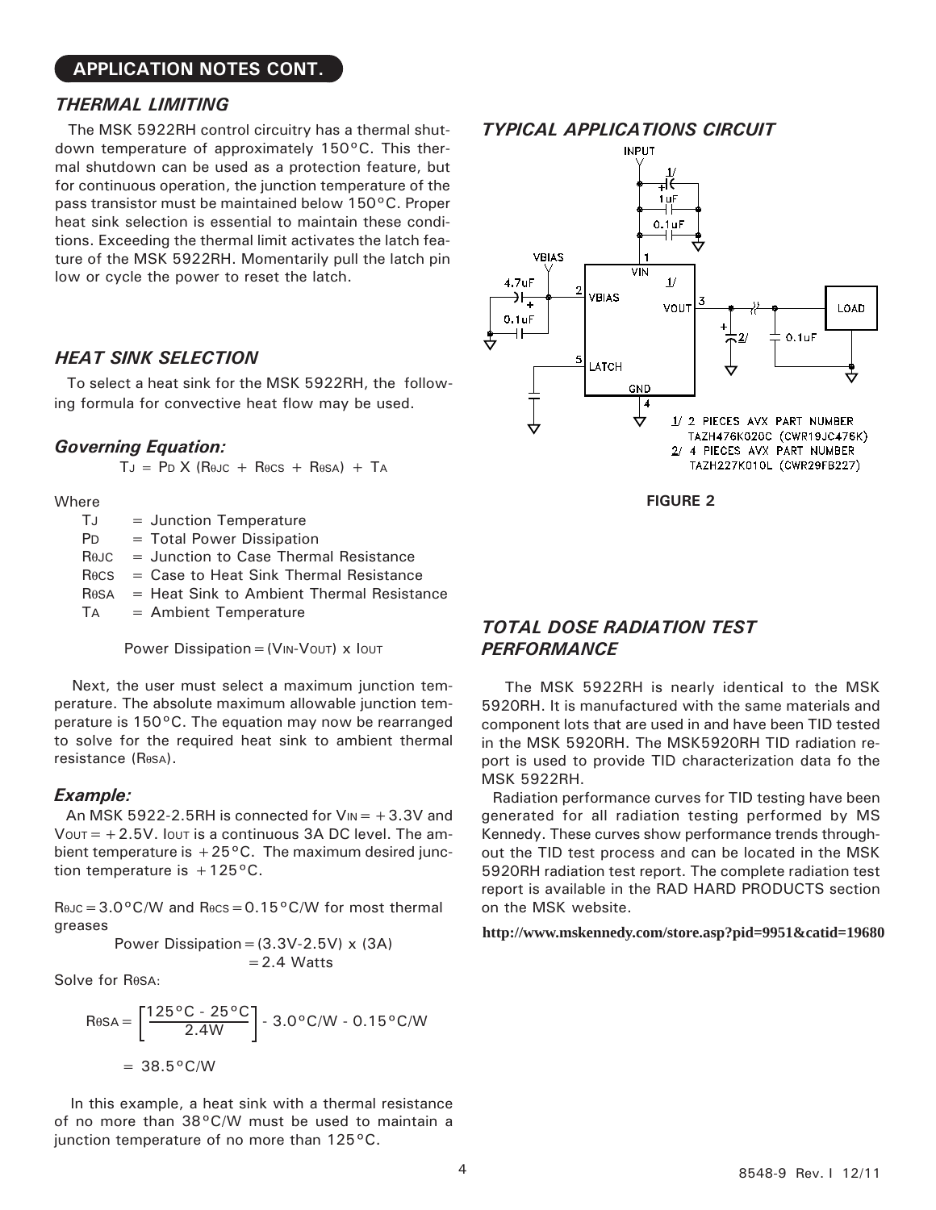## APPLICATION NOTES CONT.

### THERMAL LIMITING

The MSK 5922RH control circuitry has a thermal shutdown temperature of approximately 150°C. This thermal shutdown can be used as a protection feature, but for continuous operation, the junction temperature of the pass transistor must be maintained below 150°C. Proper heat sink selection is essential to maintain these conditions. Exceeding the thermal limit activates the latch feature of the MSK 5922RH. Momentarily pull the latch pin low or cycle the power to reset the latch.

### HEAT SINK SELECTION

To select a heat sink for the MSK 5922RH, the following formula for convective heat flow may be used.

#### Governing Equation:

$$T_J = P_D \times (R_{\theta JC} + R_{\theta CS} + R_{\theta SA}) + T_A$$

Where

- $T_J$ = Junction Temperature
- $P_D$ = Total Power Dissipation
- $R_{\theta JC}$ = Junction to Case Thermal Resistance
- $R_{\theta CS}$ = Case to Heat Sink Thermal Resistance
- $R_{\theta SA}$ = Heat Sink to Ambient Thermal Resistance
- $T_A$ = Ambient Temperature

$$\text{Power Dissipation} = (V_{IN} - V_{OUT}) \times I_{OUT}$$

Next, the user must select a maximum junction temperature. The absolute maximum allowable junction temperature is 150°C. The equation may now be rearranged to solve for the required heat sink to ambient thermal resistance ($R_{\theta SA}$).

#### Example:

An MSK 5922-2.5RH is connected for $V_{IN} = +3.3V$ and $V_{OUT} = +2.5V$. $I_{OUT}$ is a continuous 3A DC level. The ambient temperature is +25°C. The maximum desired junction temperature is +125°C.

$R_{\theta JC} = 3.0°C/W$ and $R_{\theta CS} = 0.15°C/W$ for most thermal greases

$$\text{Power Dissipation} = (3.3V - 2.5V) \times (3A) = 2.4 \text{ Watts}$$

Solve for $R_{\theta SA}$:

$$R_{\theta SA} = \left[\frac{125°C - 25°C}{2.4W}\right] - 3.0°C/W - 0.15°C/W$$

$$= 38.5°C/W$$

In this example, a heat sink with a thermal resistance of no more than 38°C/W must be used to maintain a junction temperature of no more than 125°C.

### TYPICAL APPLICATIONS CIRCUIT

1/ 2 PIECES AVX PART NUMBER TAZH476K020C (CWR19JC476K)
2/ 4 PIECES AVX PART NUMBER TAZH227K010L (CWR29FB227)

FIGURE 2

### TOTAL DOSE RADIATION TEST PERFORMANCE

The MSK 5922RH is nearly identical to the MSK 5920RH. It is manufactured with the same materials and component lots that are used in and have been TID tested in the MSK 5920RH. The MSK5920RH TID radiation report is used to provide TID characterization data fo the MSK 5922RH.

Radiation performance curves for TID testing have been generated for all radiation testing performed by MS Kennedy. These curves show performance trends throughout the TID test process and can be located in the MSK 5920RH radiation test report. The complete radiation test report is available in the RAD HARD PRODUCTS section on the MSK website.

**http://www.mskennedy.com/store.asp?pid=9951&catid=19680**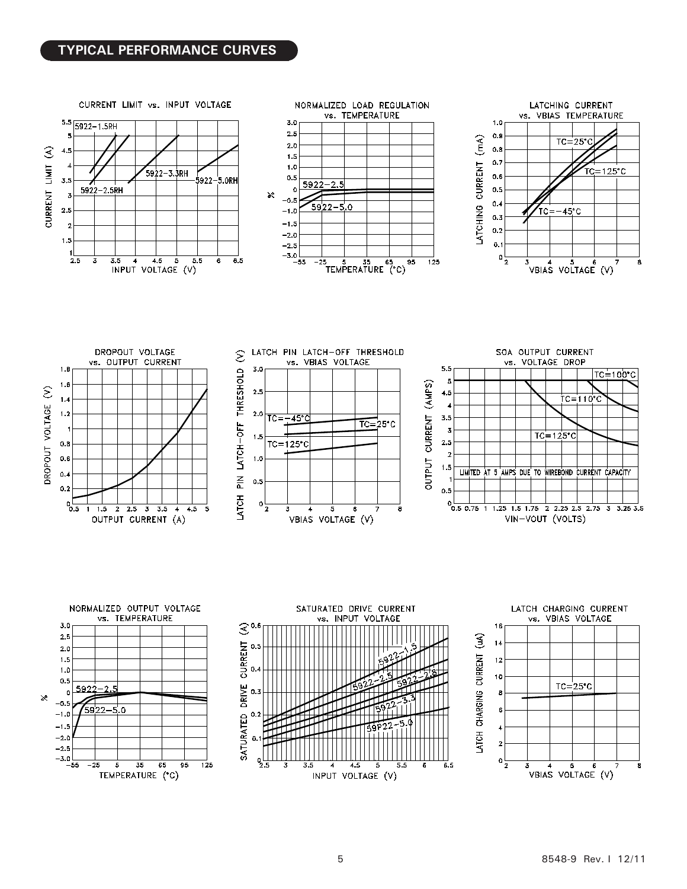## TYPICAL PERFORMANCE CURVES

CURRENT LIMIT vs. INPUT VOLTAGE

NORMALIZED LOAD REGULATION vs. TEMPERATURE

LATCHING CURRENT vs. VBIAS TEMPERATURE

DROPOUT VOLTAGE vs. OUTPUT CURRENT

LATCH PIN LATCH-OFF THRESHOLD vs. VBIAS VOLTAGE

SOA OUTPUT CURRENT vs. VOLTAGE DROP

NORMALIZED OUTPUT VOLTAGE vs. TEMPERATURE

SATURATED DRIVE CURRENT vs. INPUT VOLTAGE

LATCH CHARGING CURRENT vs. VBIAS VOLTAGE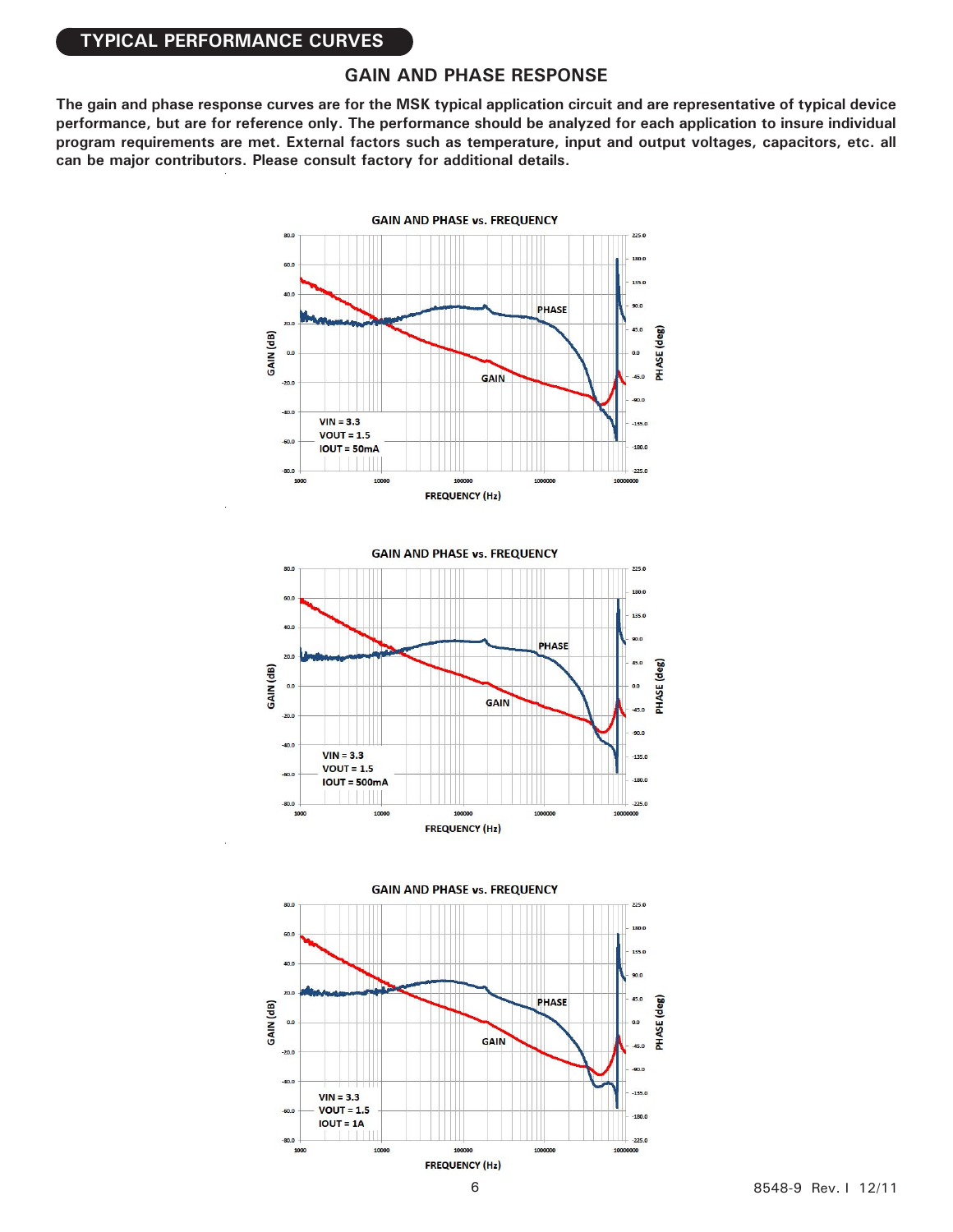## TYPICAL PERFORMANCE CURVES

### GAIN AND PHASE RESPONSE

**The gain and phase response curves are for the MSK typical application circuit and are representative of typical device performance, but are for reference only. The performance should be analyzed for each application to insure individual program requirements are met. External factors such as temperature, input and output voltages, capacitors, etc. all can be major contributors. Please consult factory for additional details.**

GAIN AND PHASE vs. FREQUENCY

VIN = 3.3
VOUT = 1.5
IOUT = 50mA

GAIN AND PHASE vs. FREQUENCY

VIN = 3.3
VOUT = 1.5
IOUT = 500mA

GAIN AND PHASE vs. FREQUENCY

VIN = 3.3
VOUT = 1.5
IOUT = 1A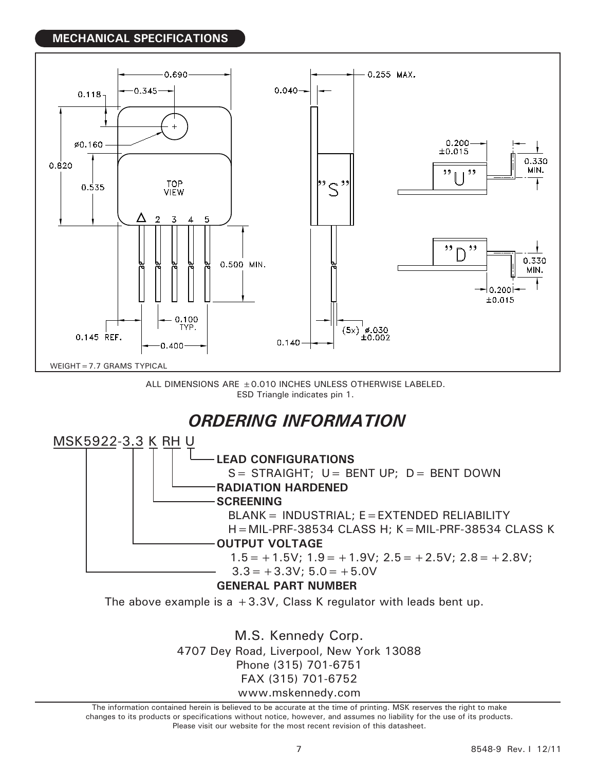## MECHANICAL SPECIFICATIONS

0.690
0.345
0.118
ø0.160
0.820
0.535
TOP VIEW
2 3 4 5
0.500 MIN.
0.100 TYP.
0.145 REF.
0.400
0.040
0.255 MAX.
"S"
(5x) ø.030 ±0.002
0.140
0.200 ±0.015
"U"
0.330 MIN.
"D"
0.330 MIN.
0.200 ±0.015

WEIGHT = 7.7 GRAMS TYPICAL

ALL DIMENSIONS ARE ±0.010 INCHES UNLESS OTHERWISE LABELED.
ESD Triangle indicates pin 1.

## *ORDERING INFORMATION*

MSK5922-3.3 K RH U

- **LEAD CONFIGURATIONS**
  S = STRAIGHT; U = BENT UP; D = BENT DOWN
- **RADIATION HARDENED**
- **SCREENING**
  BLANK = INDUSTRIAL; E = EXTENDED RELIABILITY
  H = MIL-PRF-38534 CLASS H; K = MIL-PRF-38534 CLASS K
- **OUTPUT VOLTAGE**
  1.5 = +1.5V; 1.9 = +1.9V; 2.5 = +2.5V; 2.8 = +2.8V;
  3.3 = +3.3V; 5.0 = +5.0V
- **GENERAL PART NUMBER**

The above example is a +3.3V, Class K regulator with leads bent up.

M.S. Kennedy Corp.
4707 Dey Road, Liverpool, New York 13088
Phone (315) 701-6751
FAX (315) 701-6752
www.mskennedy.com

The information contained herein is believed to be accurate at the time of printing. MSK reserves the right to make changes to its products or specifications without notice, however, and assumes no liability for the use of its products. Please visit our website for the most recent revision of this datasheet.

8548-9 Rev. I 12/11